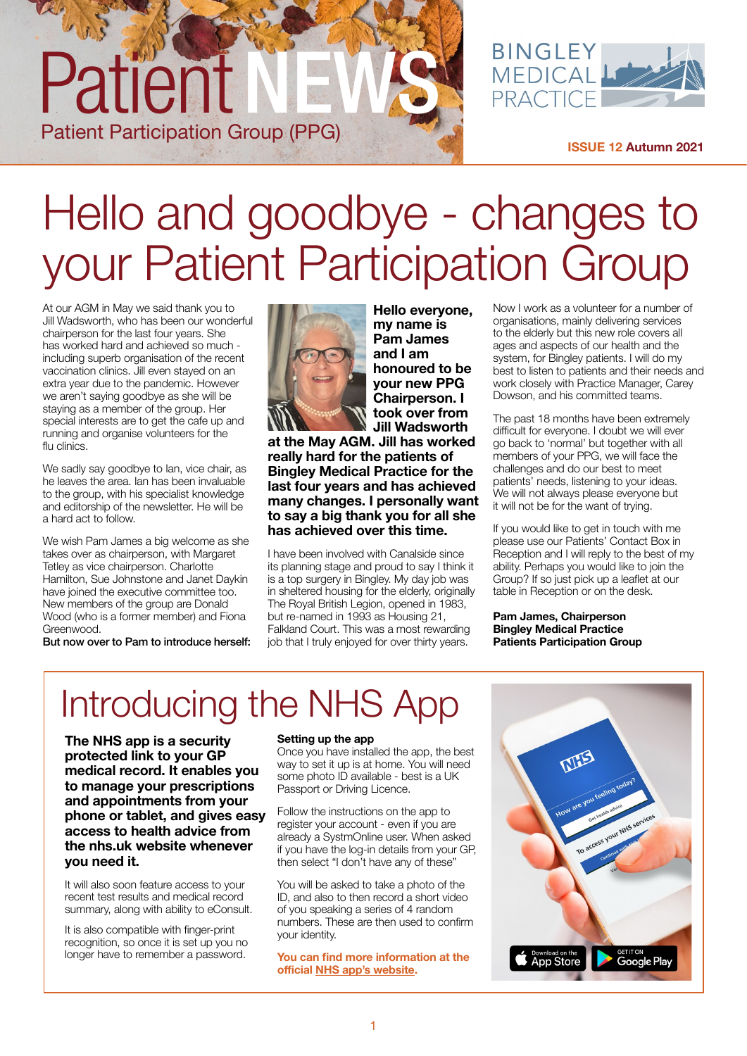# Patient NEWS

Patient Participation Group (PPG)

BINGLEY MEDICAL PRACTICE

**ISSUE 12 Autumn 2021**

# Hello and goodbye - changes to your Patient Participation Group

At our AGM in May we said thank you to Jill Wadsworth, who has been our wonderful chairperson for the last four years. She has worked hard and achieved so much - including superb organisation of the recent vaccination clinics. Jill even stayed on an extra year due to the pandemic. However we aren't saying goodbye as she will be staying as a member of the group. Her special interests are to get the cafe up and running and organise volunteers for the flu clinics.

We sadly say goodbye to Ian, vice chair, as he leaves the area. Ian has been invaluable to the group, with his specialist knowledge and editorship of the newsletter. He will be a hard act to follow.

We wish Pam James a big welcome as she takes over as chairperson, with Margaret Tetley as vice chairperson. Charlotte Hamilton, Sue Johnstone and Janet Daykin have joined the executive committee too. New members of the group are Donald Wood (who is a former member) and Fiona Greenwood.

**But now over to Pam to introduce herself:**

**Hello everyone, my name is Pam James and I am honoured to be your new PPG Chairperson. I took over from Jill Wadsworth at the May AGM. Jill has worked really hard for the patients of Bingley Medical Practice for the last four years and has achieved many changes. I personally want to say a big thank you for all she has achieved over this time.**

I have been involved with Canalside since its planning stage and proud to say I think it is a top surgery in Bingley. My day job was in sheltered housing for the elderly, originally The Royal British Legion, opened in 1983, but re-named in 1993 as Housing 21, Falkland Court. This was a most rewarding job that I truly enjoyed for over thirty years.

Now I work as a volunteer for a number of organisations, mainly delivering services to the elderly but this new role covers all ages and aspects of our health and the system, for Bingley patients. I will do my best to listen to patients and their needs and work closely with Practice Manager, Carey Dowson, and his committed teams.

The past 18 months have been extremely difficult for everyone. I doubt we will ever go back to 'normal' but together with all members of your PPG, we will face the challenges and do our best to meet patients' needs, listening to your ideas. We will not always please everyone but it will not be for the want of trying.

If you would like to get in touch with me please use our Patients' Contact Box in Reception and I will reply to the best of my ability. Perhaps you would like to join the Group? If so just pick up a leaflet at our table in Reception or on the desk.

**Pam James, Chairperson**
**Bingley Medical Practice**
**Patients Participation Group**

# Introducing the NHS App

**The NHS app is a security protected link to your GP medical record. It enables you to manage your prescriptions and appointments from your phone or tablet, and gives easy access to health advice from the nhs.uk website whenever you need it.**

It will also soon feature access to your recent test results and medical record summary, along with ability to eConsult.

It is also compatible with finger-print recognition, so once it is set up you no longer have to remember a password.

**Setting up the app**

Once you have installed the app, the best way to set it up is at home. You will need some photo ID available - best is a UK Passport or Driving Licence.

Follow the instructions on the app to register your account - even if you are already a SystmOnline user. When asked if you have the log-in details from your GP, then select "I don't have any of these"

You will be asked to take a photo of the ID, and also to then record a short video of you speaking a series of 4 random numbers. These are then used to confirm your identity.

**You can find more information at the official NHS app's website.**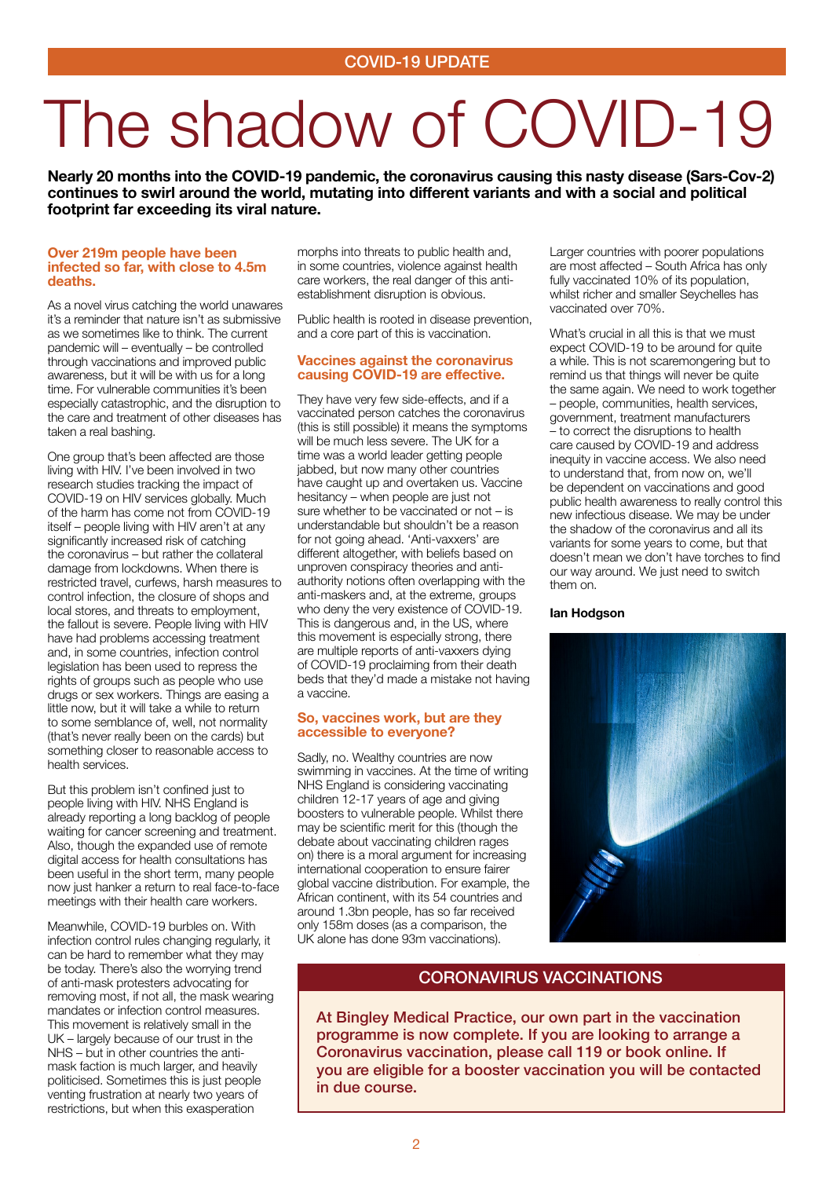COVID-19 UPDATE

# The shadow of COVID-19

**Nearly 20 months into the COVID-19 pandemic, the coronavirus causing this nasty disease (Sars-Cov-2) continues to swirl around the world, mutating into different variants and with a social and political footprint far exceeding its viral nature.**

### Over 219m people have been infected so far, with close to 4.5m deaths.

As a novel virus catching the world unawares it's a reminder that nature isn't as submissive as we sometimes like to think. The current pandemic will – eventually – be controlled through vaccinations and improved public awareness, but it will be with us for a long time. For vulnerable communities it's been especially catastrophic, and the disruption to the care and treatment of other diseases has taken a real bashing.

One group that's been affected are those living with HIV. I've been involved in two research studies tracking the impact of COVID-19 on HIV services globally. Much of the harm has come not from COVID-19 itself – people living with HIV aren't at any significantly increased risk of catching the coronavirus – but rather the collateral damage from lockdowns. When there is restricted travel, curfews, harsh measures to control infection, the closure of shops and local stores, and threats to employment, the fallout is severe. People living with HIV have had problems accessing treatment and, in some countries, infection control legislation has been used to repress the rights of groups such as people who use drugs or sex workers. Things are easing a little now, but it will take a while to return to some semblance of, well, not normality (that's never really been on the cards) but something closer to reasonable access to health services.

But this problem isn't confined just to people living with HIV. NHS England is already reporting a long backlog of people waiting for cancer screening and treatment. Also, though the expanded use of remote digital access for health consultations has been useful in the short term, many people now just hanker a return to real face-to-face meetings with their health care workers.

Meanwhile, COVID-19 burbles on. With infection control rules changing regularly, it can be hard to remember what they may be today. There's also the worrying trend of anti-mask protesters advocating for removing most, if not all, the mask wearing mandates or infection control measures. This movement is relatively small in the UK – largely because of our trust in the NHS – but in other countries the anti-mask faction is much larger, and heavily politicised. Sometimes this is just people venting frustration at nearly two years of restrictions, but when this exasperation morphs into threats to public health and, in some countries, violence against health care workers, the real danger of this anti-establishment disruption is obvious.

Public health is rooted in disease prevention, and a core part of this is vaccination.

### Vaccines against the coronavirus causing COVID-19 are effective.

They have very few side-effects, and if a vaccinated person catches the coronavirus (this is still possible) it means the symptoms will be much less severe. The UK for a time was a world leader getting people jabbed, but now many other countries have caught up and overtaken us. Vaccine hesitancy – when people are just not sure whether to be vaccinated or not – is understandable but shouldn't be a reason for not going ahead. 'Anti-vaxxers' are different altogether, with beliefs based on unproven conspiracy theories and anti-authority notions often overlapping with the anti-maskers and, at the extreme, groups who deny the very existence of COVID-19. This is dangerous and, in the US, where this movement is especially strong, there are multiple reports of anti-vaxxers dying of COVID-19 proclaiming from their death beds that they'd made a mistake not having a vaccine.

### So, vaccines work, but are they accessible to everyone?

Sadly, no. Wealthy countries are now swimming in vaccines. At the time of writing NHS England is considering vaccinating children 12-17 years of age and giving boosters to vulnerable people. Whilst there may be scientific merit for this (though the debate about vaccinating children rages on) there is a moral argument for increasing international cooperation to ensure fairer global vaccine distribution. For example, the African continent, with its 54 countries and around 1.3bn people, has so far received only 158m doses (as a comparison, the UK alone has done 93m vaccinations).

Larger countries with poorer populations are most affected – South Africa has only fully vaccinated 10% of its population, whilst richer and smaller Seychelles has vaccinated over 70%.

What's crucial in all this is that we must expect COVID-19 to be around for quite a while. This is not scaremongering but to remind us that things will never be quite the same again. We need to work together – people, communities, health services, government, treatment manufacturers – to correct the disruptions to health care caused by COVID-19 and address inequity in vaccine access. We also need to understand that, from now on, we'll be dependent on vaccinations and good public health awareness to really control this new infectious disease. We may be under the shadow of the coronavirus and all its variants for some years to come, but that doesn't mean we don't have torches to find our way around. We just need to switch them on.

**Ian Hodgson**

## CORONAVIRUS VACCINATIONS

**At Bingley Medical Practice, our own part in the vaccination programme is now complete. If you are looking to arrange a Coronavirus vaccination, please call 119 or book online. If you are eligible for a booster vaccination you will be contacted in due course.**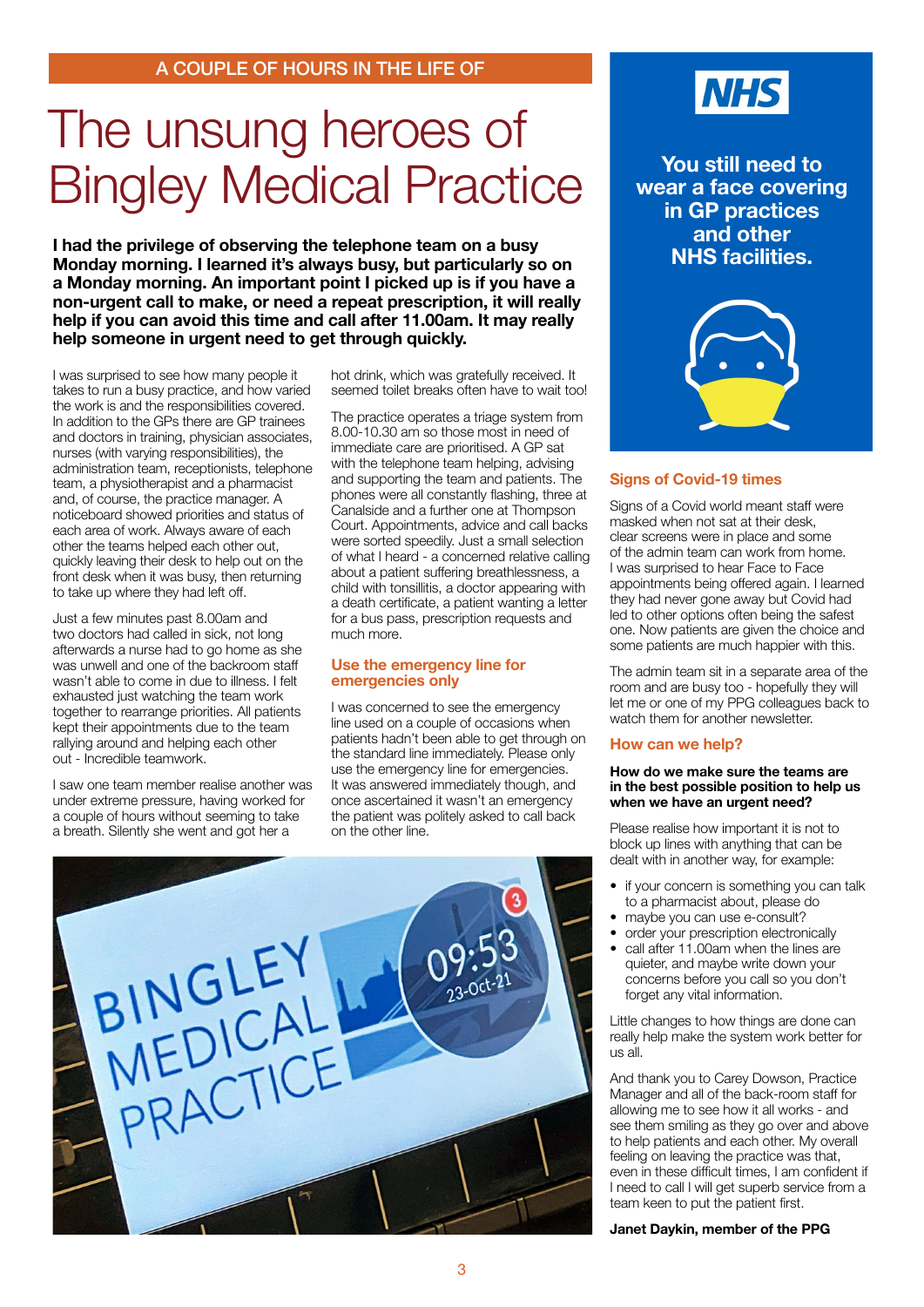A COUPLE OF HOURS IN THE LIFE OF

# The unsung heroes of Bingley Medical Practice

**I had the privilege of observing the telephone team on a busy Monday morning. I learned it's always busy, but particularly so on a Monday morning. An important point I picked up is if you have a non-urgent call to make, or need a repeat prescription, it will really help if you can avoid this time and call after 11.00am. It may really help someone in urgent need to get through quickly.**

I was surprised to see how many people it takes to run a busy practice, and how varied the work is and the responsibilities covered. In addition to the GPs there are GP trainees and doctors in training, physician associates, nurses (with varying responsibilities), the administration team, receptionists, telephone team, a physiotherapist and a pharmacist and, of course, the practice manager. A noticeboard showed priorities and status of each area of work. Always aware of each other the teams helped each other out, quickly leaving their desk to help out on the front desk when it was busy, then returning to take up where they had left off.

Just a few minutes past 8.00am and two doctors had called in sick, not long afterwards a nurse had to go home as she was unwell and one of the backroom staff wasn't able to come in due to illness. I felt exhausted just watching the team work together to rearrange priorities. All patients kept their appointments due to the team rallying around and helping each other out - Incredible teamwork.

I saw one team member realise another was under extreme pressure, having worked for a couple of hours without seeming to take a breath. Silently she went and got her a hot drink, which was gratefully received. It seemed toilet breaks often have to wait too!

The practice operates a triage system from 8.00-10.30 am so those most in need of immediate care are prioritised. A GP sat with the telephone team helping, advising and supporting the team and patients. The phones were all constantly flashing, three at Canalside and a further one at Thompson Court. Appointments, advice and call backs were sorted speedily. Just a small selection of what I heard - a concerned relative calling about a patient suffering breathlessness, a child with tonsillitis, a doctor appearing with a death certificate, a patient wanting a letter for a bus pass, prescription requests and much more.

## Use the emergency line for emergencies only

I was concerned to see the emergency line used on a couple of occasions when patients hadn't been able to get through on the standard line immediately. Please only use the emergency line for emergencies. It was answered immediately though, and once ascertained it wasn't an emergency the patient was politely asked to call back on the other line.

**NHS**

**You still need to wear a face covering in GP practices and other NHS facilities.**

## Signs of Covid-19 times

Signs of a Covid world meant staff were masked when not sat at their desk, clear screens were in place and some of the admin team can work from home. I was surprised to hear Face to Face appointments being offered again. I learned they had never gone away but Covid had led to other options often being the safest one. Now patients are given the choice and some patients are much happier with this.

The admin team sit in a separate area of the room and are busy too - hopefully they will let me or one of my PPG colleagues back to watch them for another newsletter.

## How can we help?

**How do we make sure the teams are in the best possible position to help us when we have an urgent need?**

Please realise how important it is not to block up lines with anything that can be dealt with in another way, for example:

- if your concern is something you can talk to a pharmacist about, please do
- maybe you can use e-consult?
- order your prescription electronically
- call after 11.00am when the lines are quieter, and maybe write down your concerns before you call so you don't forget any vital information.

Little changes to how things are done can really help make the system work better for us all.

And thank you to Carey Dowson, Practice Manager and all of the back-room staff for allowing me to see how it all works - and see them smiling as they go over and above to help patients and each other. My overall feeling on leaving the practice was that, even in these difficult times, I am confident if I need to call I will get superb service from a team keen to put the patient first.

**Janet Daykin, member of the PPG**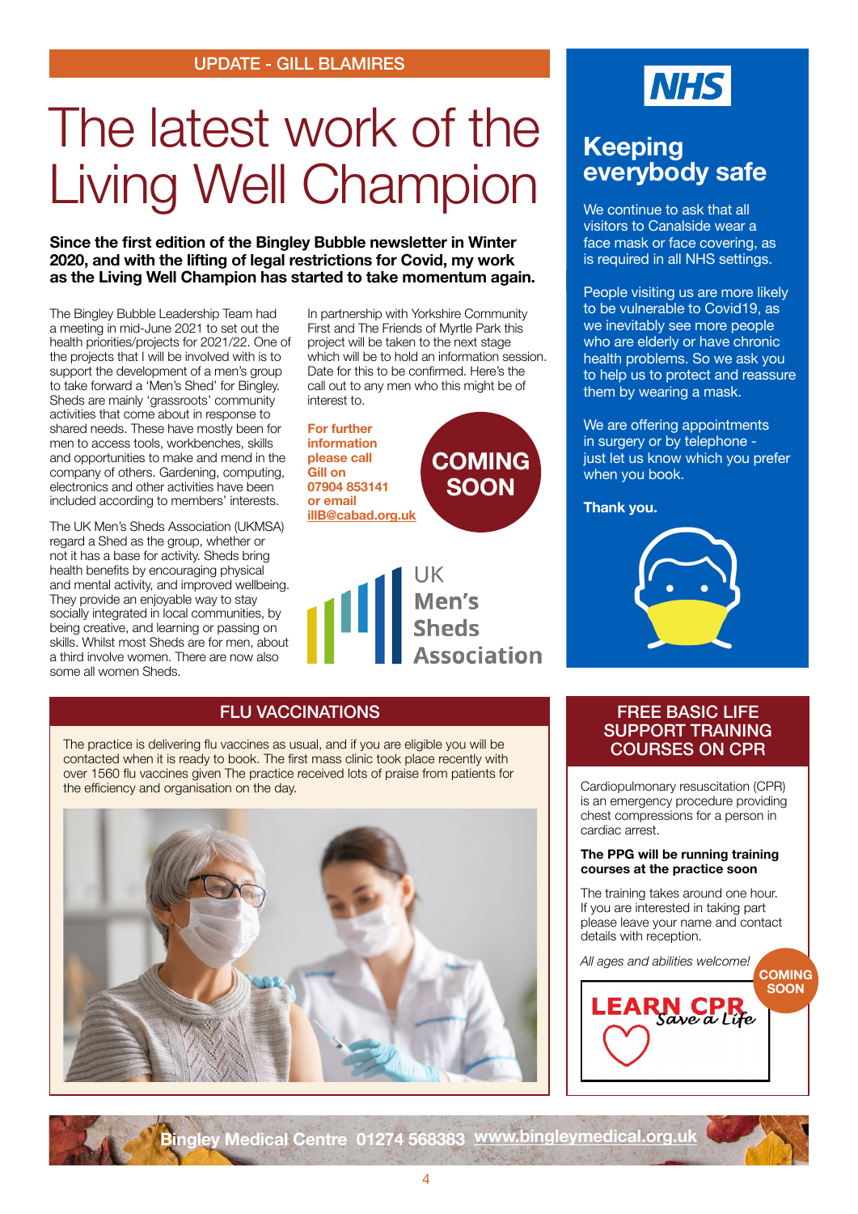UPDATE - GILL BLAMIRES

# The latest work of the Living Well Champion

**Since the first edition of the Bingley Bubble newsletter in Winter 2020, and with the lifting of legal restrictions for Covid, my work as the Living Well Champion has started to take momentum again.**

The Bingley Bubble Leadership Team had a meeting in mid-June 2021 to set out the health priorities/projects for 2021/22. One of the projects that I will be involved with is to support the development of a men's group to take forward a 'Men's Shed' for Bingley. Sheds are mainly 'grassroots' community activities that come about in response to shared needs. These have mostly been for men to access tools, workbenches, skills and opportunities to make and mend in the company of others. Gardening, computing, electronics and other activities have been included according to members' interests.

The UK Men's Sheds Association (UKMSA) regard a Shed as the group, whether or not it has a base for activity. Sheds bring health benefits by encouraging physical and mental activity, and improved wellbeing. They provide an enjoyable way to stay socially integrated in local communities, by being creative, and learning or passing on skills. Whilst most Sheds are for men, about a third involve women. There are now also some all women Sheds.

In partnership with Yorkshire Community First and The Friends of Myrtle Park this project will be taken to the next stage which will be to hold an information session. Date for this to be confirmed. Here's the call out to any men who this might be of interest to.

**For further information please call Gill on 07904 853141 or email illB@cabad.org.uk**

**COMING SOON**

UK Men's Sheds Association

## Keeping everybody safe

We continue to ask that all visitors to Canalside wear a face mask or face covering, as is required in all NHS settings.

People visiting us are more likely to be vulnerable to Covid19, as we inevitably see more people who are elderly or have chronic health problems. So we ask you to help us to protect and reassure them by wearing a mask.

We are offering appointments in surgery or by telephone - just let us know which you prefer when you book.

**Thank you.**

## FLU VACCINATIONS

The practice is delivering flu vaccines as usual, and if you are eligible you will be contacted when it is ready to book. The first mass clinic took place recently with over 1560 flu vaccines given The practice received lots of praise from patients for the efficiency and organisation on the day.

## FREE BASIC LIFE SUPPORT TRAINING COURSES ON CPR

Cardiopulmonary resuscitation (CPR) is an emergency procedure providing chest compressions for a person in cardiac arrest.

**The PPG will be running training courses at the practice soon**

The training takes around one hour. If you are interested in taking part please leave your name and contact details with reception.

*All ages and abilities welcome!*

**COMING SOON**

LEARN CPR Save a Life

Bingley Medical Centre 01274 568383 www.bingleymedical.org.uk